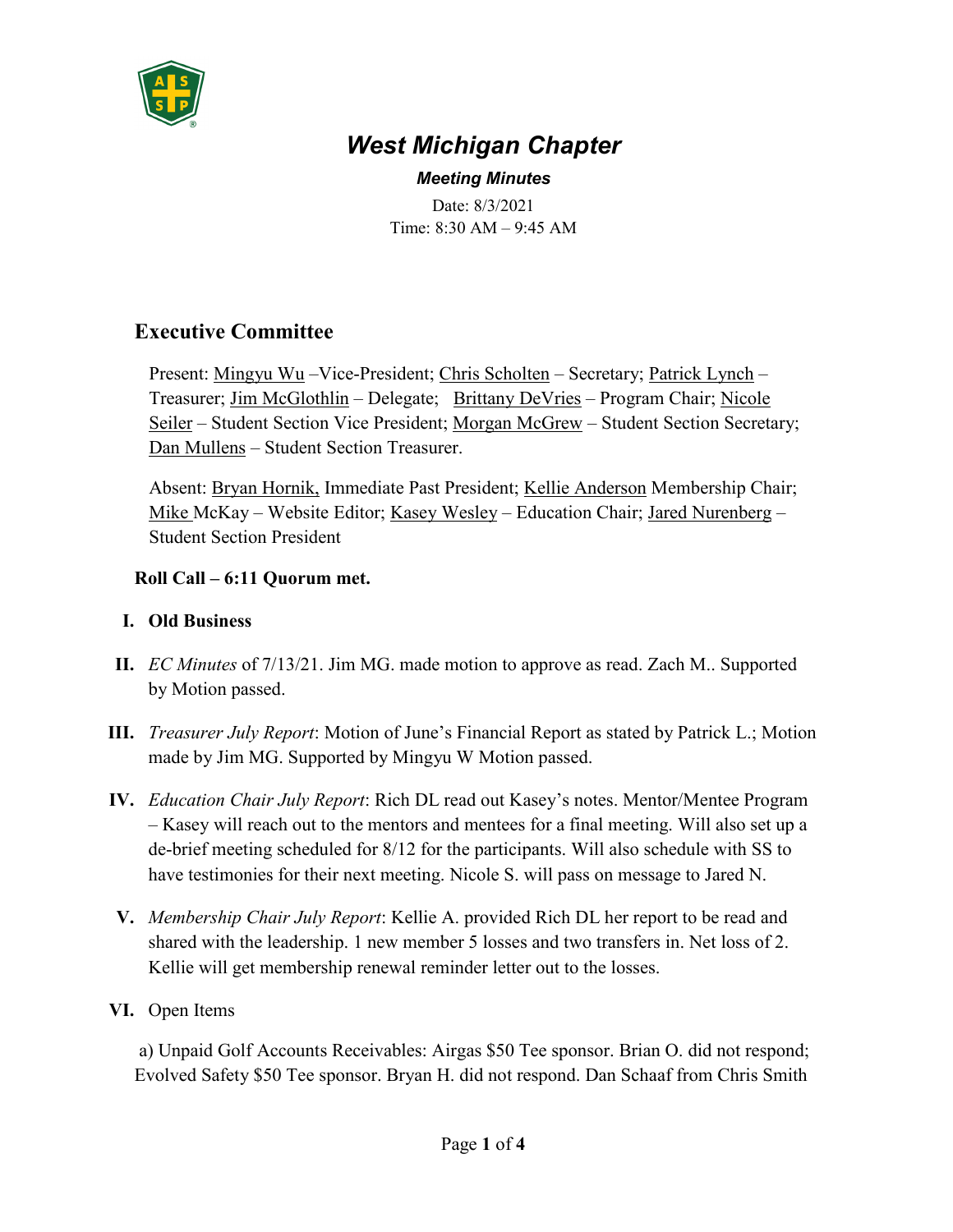# *West Michigan Chapter*

***Meeting Minutes***

Date: 8/3/2021

Time: 8:30 AM – 9:45 AM

## Executive Committee

Present: Mingyu Wu –Vice-President; Chris Scholten – Secretary; Patrick Lynch – Treasurer; Jim McGlothlin – Delegate; Brittany DeVries – Program Chair; Nicole Seiler – Student Section Vice President; Morgan McGrew – Student Section Secretary; Dan Mullens – Student Section Treasurer.

Absent: Bryan Hornik, Immediate Past President; Kellie Anderson Membership Chair; Mike McKay – Website Editor; Kasey Wesley – Education Chair; Jared Nurenberg – Student Section President

**Roll Call – 6:11 Quorum met.**

I. **Old Business**

II. *EC Minutes* of 7/13/21. Jim MG. made motion to approve as read. Zach M.. Supported by Motion passed.

III. *Treasurer July Report*: Motion of June's Financial Report as stated by Patrick L.; Motion made by Jim MG. Supported by Mingyu W Motion passed.

IV. *Education Chair July Report*: Rich DL read out Kasey's notes. Mentor/Mentee Program – Kasey will reach out to the mentors and mentees for a final meeting. Will also set up a de-brief meeting scheduled for 8/12 for the participants. Will also schedule with SS to have testimonies for their next meeting. Nicole S. will pass on message to Jared N.

V. *Membership Chair July Report*: Kellie A. provided Rich DL her report to be read and shared with the leadership. 1 new member 5 losses and two transfers in. Net loss of 2. Kellie will get membership renewal reminder letter out to the losses.

VI. Open Items

a) Unpaid Golf Accounts Receivables: Airgas $50 Tee sponsor. Brian O. did not respond; Evolved Safety $50 Tee sponsor. Bryan H. did not respond. Dan Schaaf from Chris Smith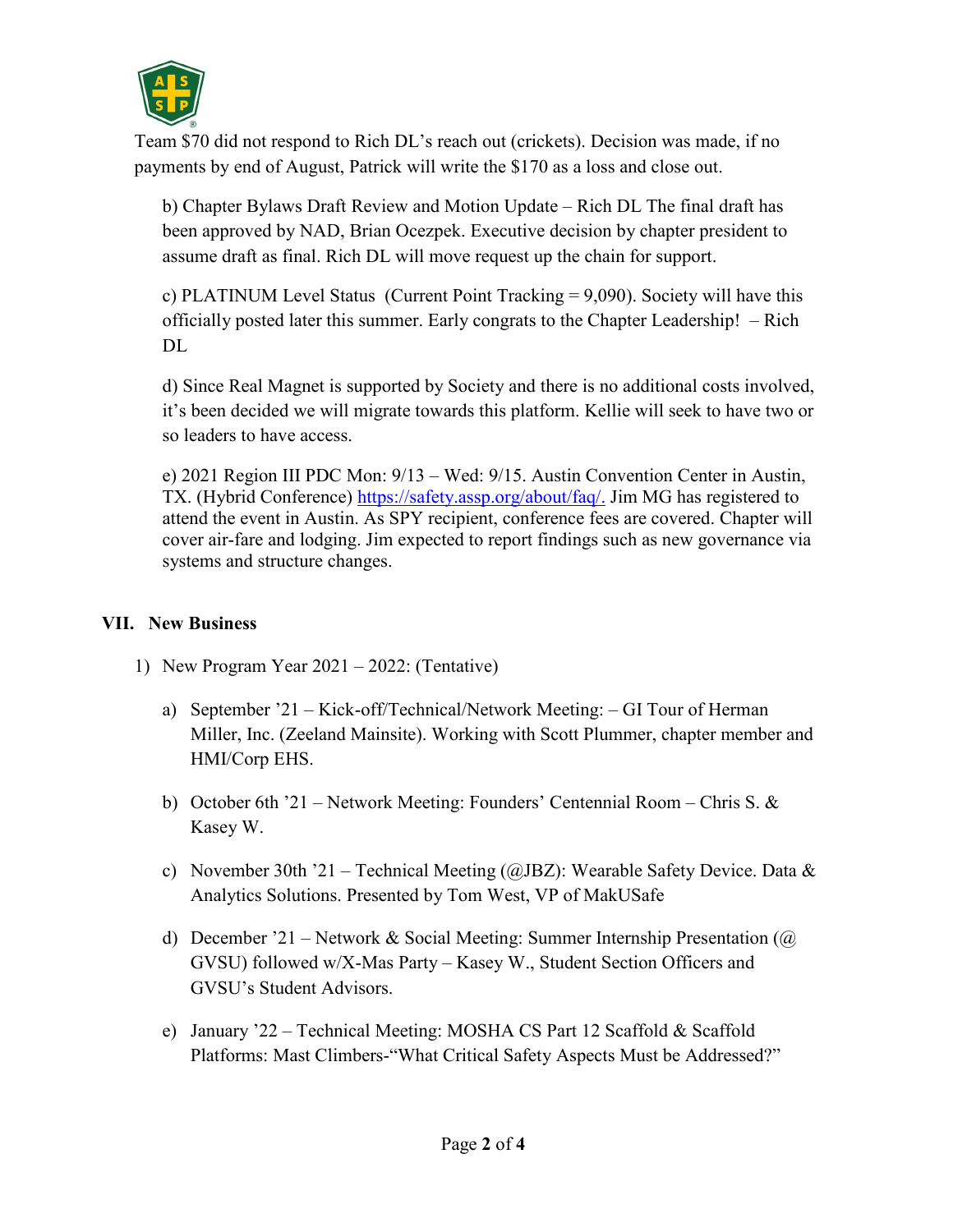Team $70 did not respond to Rich DL's reach out (crickets). Decision was made, if no payments by end of August, Patrick will write the $170 as a loss and close out.

b) Chapter Bylaws Draft Review and Motion Update – Rich DL The final draft has been approved by NAD, Brian Ocezpek. Executive decision by chapter president to assume draft as final. Rich DL will move request up the chain for support.

c) PLATINUM Level Status (Current Point Tracking = 9,090). Society will have this officially posted later this summer. Early congrats to the Chapter Leadership! – Rich DL

d) Since Real Magnet is supported by Society and there is no additional costs involved, it's been decided we will migrate towards this platform. Kellie will seek to have two or so leaders to have access.

e) 2021 Region III PDC Mon: 9/13 – Wed: 9/15. Austin Convention Center in Austin, TX. (Hybrid Conference) https://safety.assp.org/about/faq/. Jim MG has registered to attend the event in Austin. As SPY recipient, conference fees are covered. Chapter will cover air-fare and lodging. Jim expected to report findings such as new governance via systems and structure changes.

## VII. New Business

1) New Program Year 2021 – 2022: (Tentative)

   a) September '21 – Kick-off/Technical/Network Meeting: – GI Tour of Herman Miller, Inc. (Zeeland Mainsite). Working with Scott Plummer, chapter member and HMI/Corp EHS.

   b) October 6th '21 – Network Meeting: Founders' Centennial Room – Chris S. & Kasey W.

   c) November 30th '21 – Technical Meeting (@JBZ): Wearable Safety Device. Data & Analytics Solutions. Presented by Tom West, VP of MakUSafe

   d) December '21 – Network & Social Meeting: Summer Internship Presentation (@ GVSU) followed w/X-Mas Party – Kasey W., Student Section Officers and GVSU's Student Advisors.

   e) January '22 – Technical Meeting: MOSHA CS Part 12 Scaffold & Scaffold Platforms: Mast Climbers-"What Critical Safety Aspects Must be Addressed?"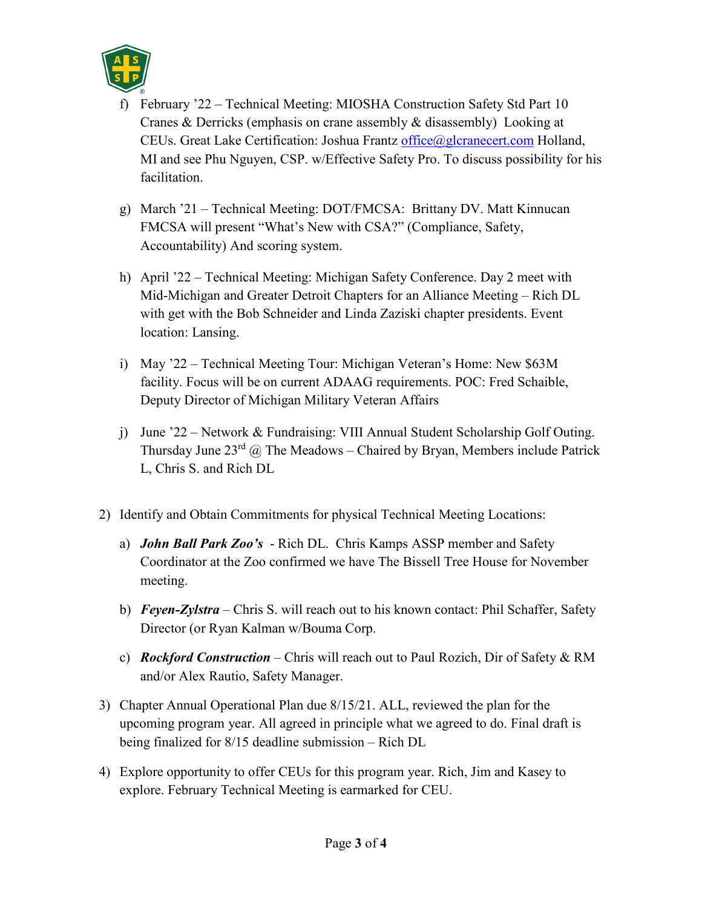f) February '22 – Technical Meeting: MIOSHA Construction Safety Std Part 10 Cranes & Derricks (emphasis on crane assembly & disassembly) Looking at CEUs. Great Lake Certification: Joshua Frantz office@glcranecert.com Holland, MI and see Phu Nguyen, CSP. w/Effective Safety Pro. To discuss possibility for his facilitation.

g) March '21 – Technical Meeting: DOT/FMCSA: Brittany DV. Matt Kinnucan FMCSA will present "What's New with CSA?" (Compliance, Safety, Accountability) And scoring system.

h) April '22 – Technical Meeting: Michigan Safety Conference. Day 2 meet with Mid-Michigan and Greater Detroit Chapters for an Alliance Meeting – Rich DL with get with the Bob Schneider and Linda Zaziski chapter presidents. Event location: Lansing.

i) May '22 – Technical Meeting Tour: Michigan Veteran's Home: New $63M facility. Focus will be on current ADAAG requirements. POC: Fred Schaible, Deputy Director of Michigan Military Veteran Affairs

j) June '22 – Network & Fundraising: VIII Annual Student Scholarship Golf Outing. Thursday June 23rd @ The Meadows – Chaired by Bryan, Members include Patrick L, Chris S. and Rich DL

2) Identify and Obtain Commitments for physical Technical Meeting Locations:

   a) ***John Ball Park Zoo's*** - Rich DL. Chris Kamps ASSP member and Safety Coordinator at the Zoo confirmed we have The Bissell Tree House for November meeting.

   b) ***Feyen-Zylstra*** – Chris S. will reach out to his known contact: Phil Schaffer, Safety Director (or Ryan Kalman w/Bouma Corp.

   c) ***Rockford Construction*** – Chris will reach out to Paul Rozich, Dir of Safety & RM and/or Alex Rautio, Safety Manager.

3) Chapter Annual Operational Plan due 8/15/21. ALL, reviewed the plan for the upcoming program year. All agreed in principle what we agreed to do. Final draft is being finalized for 8/15 deadline submission – Rich DL

4) Explore opportunity to offer CEUs for this program year. Rich, Jim and Kasey to explore. February Technical Meeting is earmarked for CEU.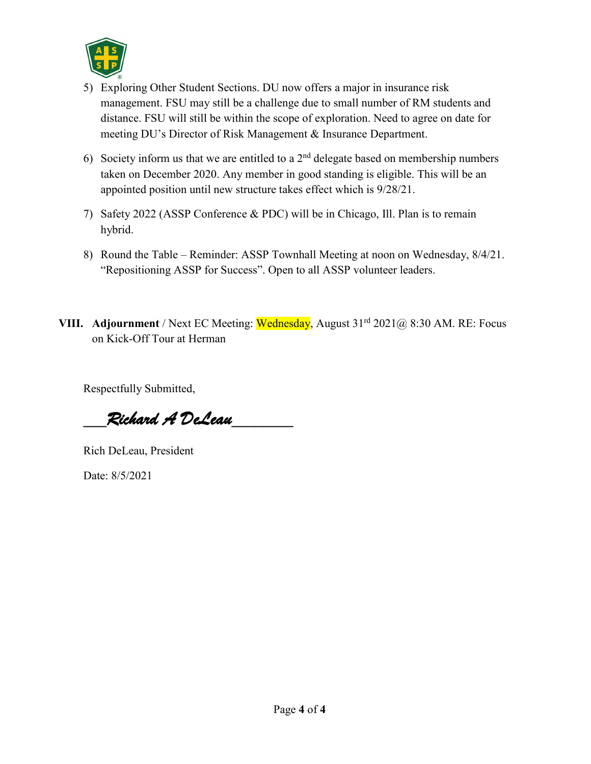5) Exploring Other Student Sections. DU now offers a major in insurance risk management. FSU may still be a challenge due to small number of RM students and distance. FSU will still be within the scope of exploration. Need to agree on date for meeting DU's Director of Risk Management & Insurance Department.

6) Society inform us that we are entitled to a 2nd delegate based on membership numbers taken on December 2020. Any member in good standing is eligible. This will be an appointed position until new structure takes effect which is 9/28/21.

7) Safety 2022 (ASSP Conference & PDC) will be in Chicago, Ill. Plan is to remain hybrid.

8) Round the Table – Reminder: ASSP Townhall Meeting at noon on Wednesday, 8/4/21. "Repositioning ASSP for Success". Open to all ASSP volunteer leaders.

**VIII. Adjournment** / Next EC Meeting: Wednesday, August 31rd 2021@ 8:30 AM. RE: Focus on Kick-Off Tour at Herman

Respectfully Submitted,

___*Richard A DeLeau*________

Rich DeLeau, President

Date: 8/5/2021